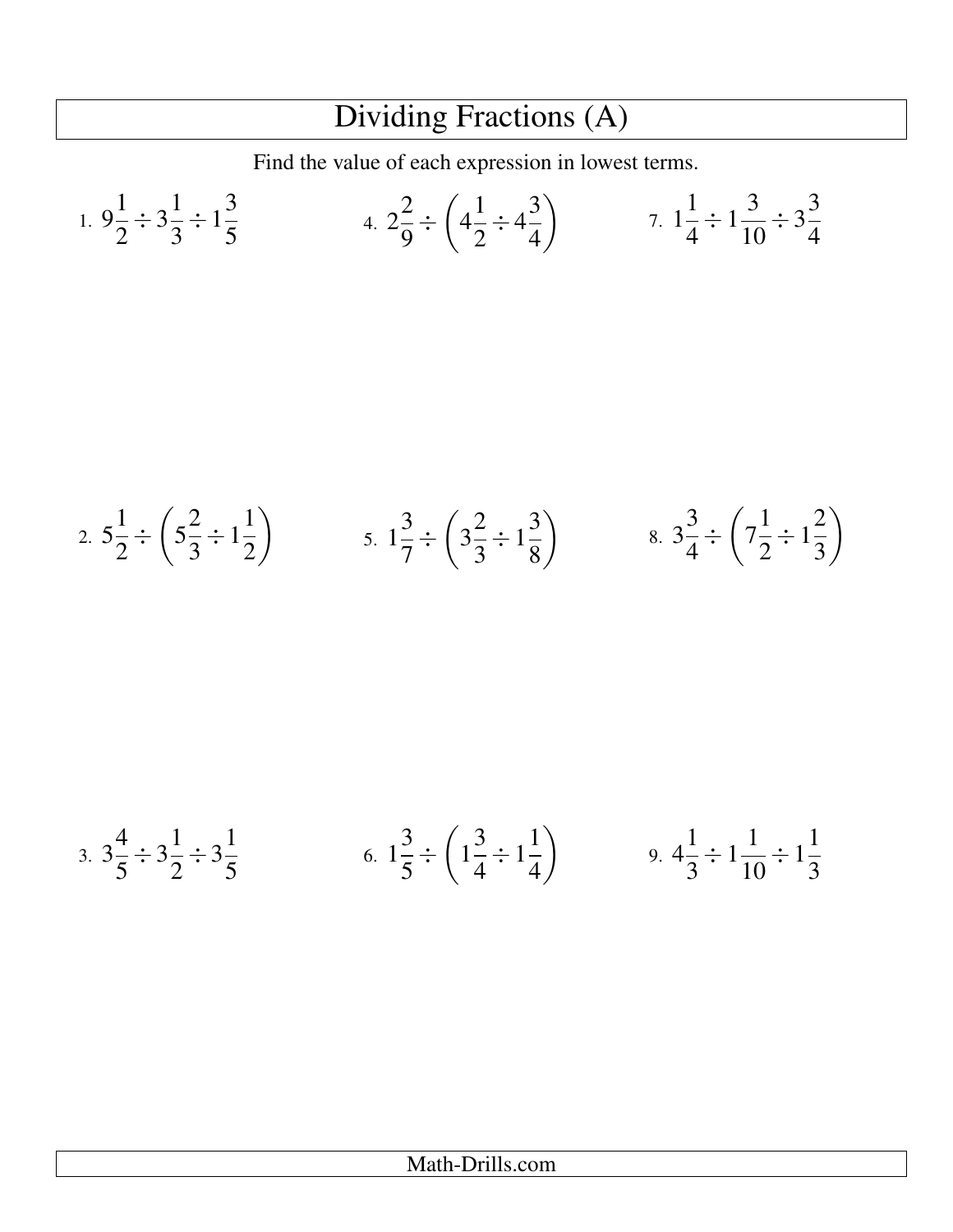# Dividing Fractions (A)

Find the value of each expression in lowest terms.

1. $9\frac{1}{2} \div 3\frac{1}{3} \div 1\frac{3}{5}$

2. $5\frac{1}{2} \div \left(5\frac{2}{3} \div 1\frac{1}{2}\right)$

3. $3\frac{4}{5} \div 3\frac{1}{2} \div 3\frac{1}{5}$

4. $2\frac{2}{9} \div \left(4\frac{1}{2} \div 4\frac{3}{4}\right)$

5. $1\frac{3}{7} \div \left(3\frac{2}{3} \div 1\frac{3}{8}\right)$

6. $1\frac{3}{5} \div \left(1\frac{3}{4} \div 1\frac{1}{4}\right)$

7. $1\frac{1}{4} \div 1\frac{3}{10} \div 3\frac{3}{4}$

8. $3\frac{3}{4} \div \left(7\frac{1}{2} \div 1\frac{2}{3}\right)$

9. $4\frac{1}{3} \div 1\frac{1}{10} \div 1\frac{1}{3}$

Math-Drills.com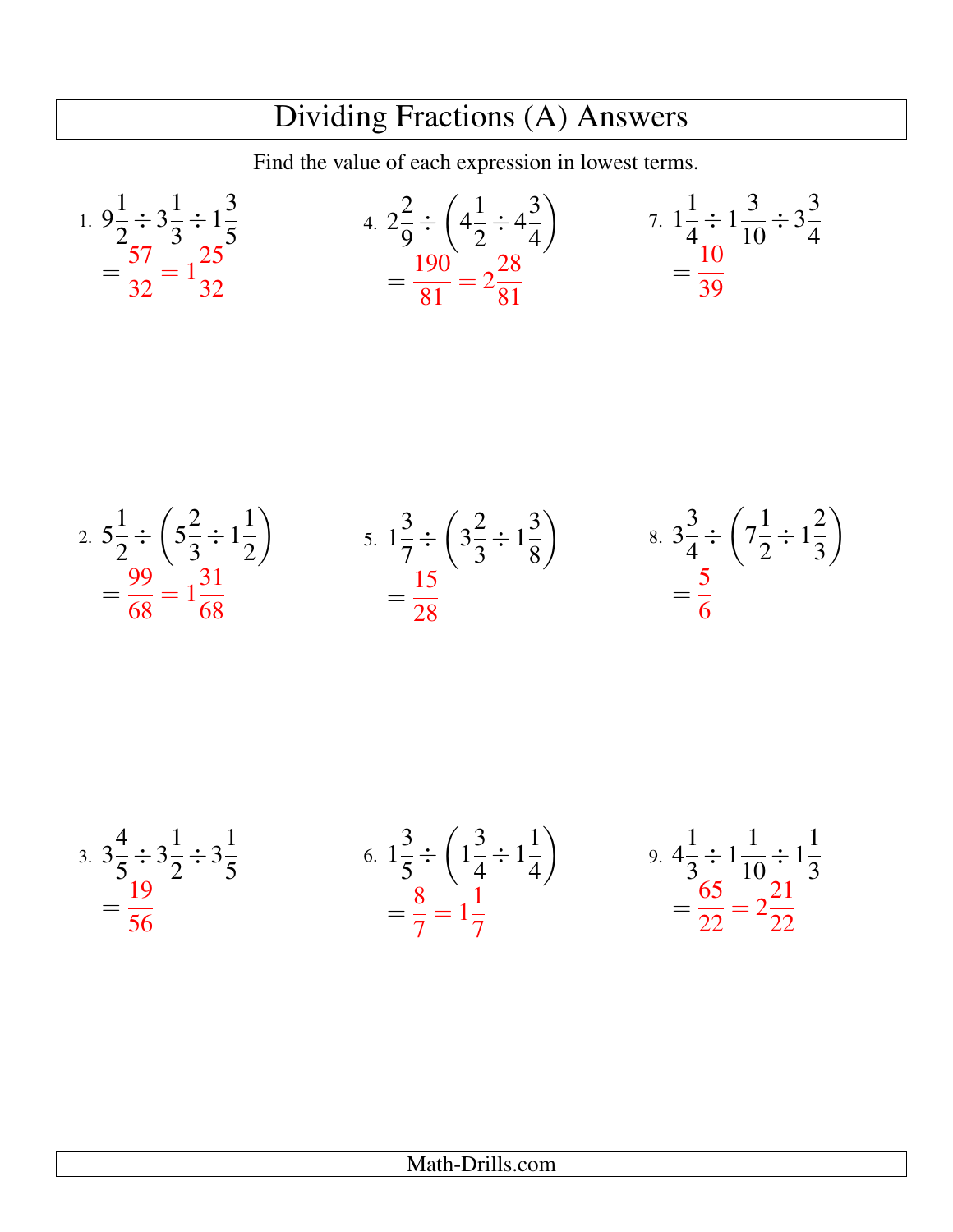# Dividing Fractions (A) Answers

Find the value of each expression in lowest terms.

1. $9\frac{1}{2} \div 3\frac{1}{3} \div 1\frac{3}{5}$
   $= \frac{57}{32} = 1\frac{25}{32}$

2. $5\frac{1}{2} \div \left(5\frac{2}{3} \div 1\frac{1}{2}\right)$
   $= \frac{99}{68} = 1\frac{31}{68}$

3. $3\frac{4}{5} \div 3\frac{1}{2} \div 3\frac{1}{5}$
   $= \frac{19}{56}$

4. $2\frac{2}{9} \div \left(4\frac{1}{2} \div 4\frac{3}{4}\right)$
   $= \frac{190}{81} = 2\frac{28}{81}$

5. $1\frac{3}{7} \div \left(3\frac{2}{3} \div 1\frac{3}{8}\right)$
   $= \frac{15}{28}$

6. $1\frac{3}{5} \div \left(1\frac{3}{4} \div 1\frac{1}{4}\right)$
   $= \frac{8}{7} = 1\frac{1}{7}$

7. $1\frac{1}{4} \div 1\frac{3}{10} \div 3\frac{3}{4}$
   $= \frac{10}{39}$

8. $3\frac{3}{4} \div \left(7\frac{1}{2} \div 1\frac{2}{3}\right)$
   $= \frac{5}{6}$

9. $4\frac{1}{3} \div 1\frac{1}{10} \div 1\frac{1}{3}$
   $= \frac{65}{22} = 2\frac{21}{22}$

Math-Drills.com